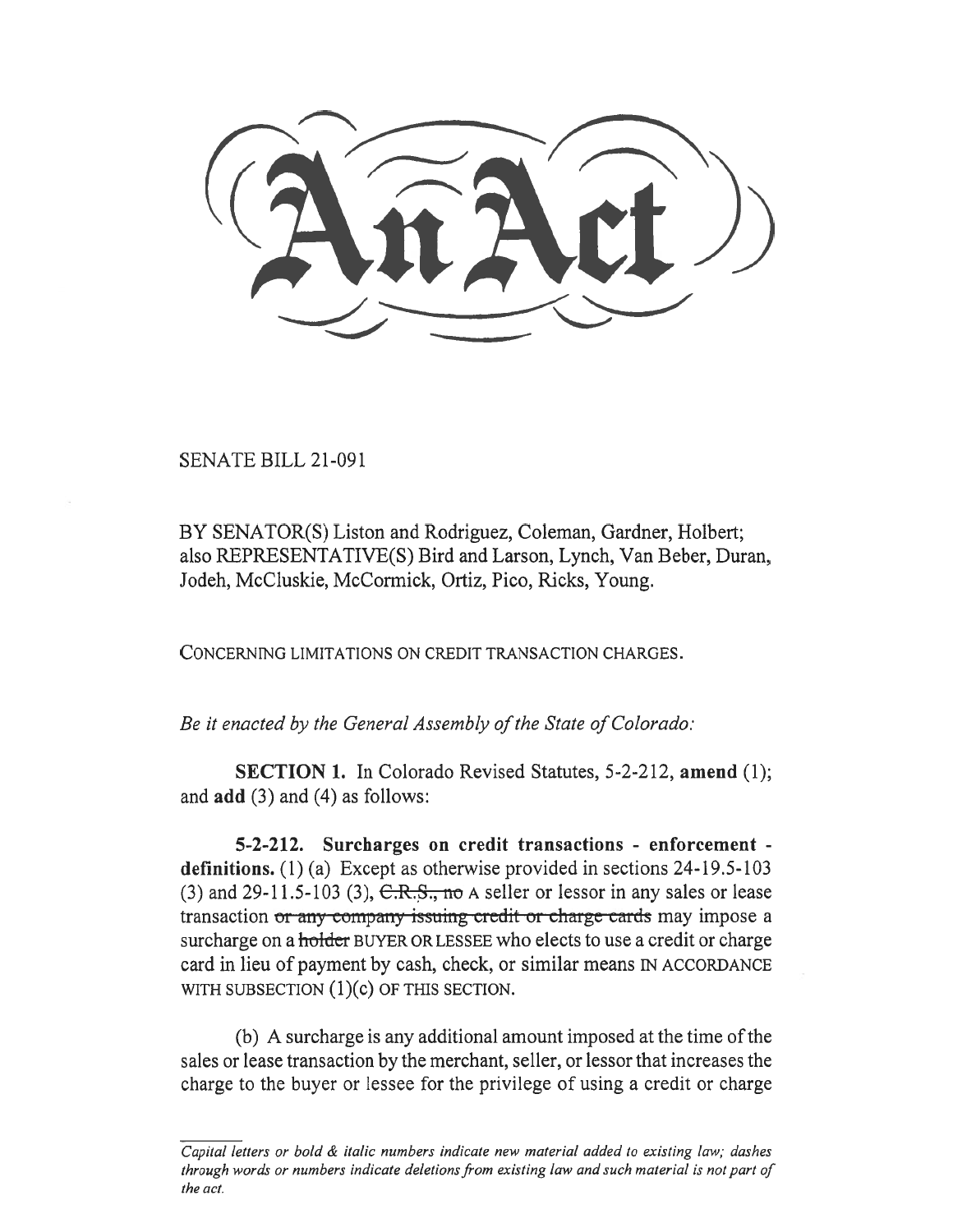# An Act

SENATE BILL 21-091

BY SENATOR(S) Liston and Rodriguez, Coleman, Gardner, Holbert; also REPRESENTATIVE(S) Bird and Larson, Lynch, Van Beber, Duran, Jodeh, McCluskie, McCormick, Ortiz, Pico, Ricks, Young.

CONCERNING LIMITATIONS ON CREDIT TRANSACTION CHARGES.

*Be it enacted by the General Assembly of the State of Colorado:*

**SECTION 1.** In Colorado Revised Statutes, 5-2-212, **amend** (1); and **add** (3) and (4) as follows:

**5-2-212. Surcharges on credit transactions - enforcement - definitions.** (1) (a) Except as otherwise provided in sections 24-19.5-103 (3) and 29-11.5-103 (3), ~~C.R.S., no~~ A seller or lessor in any sales or lease transaction ~~or any company issuing credit or charge cards~~ may impose a surcharge on a ~~holder~~ BUYER OR LESSEE who elects to use a credit or charge card in lieu of payment by cash, check, or similar means IN ACCORDANCE WITH SUBSECTION (1)(c) OF THIS SECTION.

(b) A surcharge is any additional amount imposed at the time of the sales or lease transaction by the merchant, seller, or lessor that increases the charge to the buyer or lessee for the privilege of using a credit or charge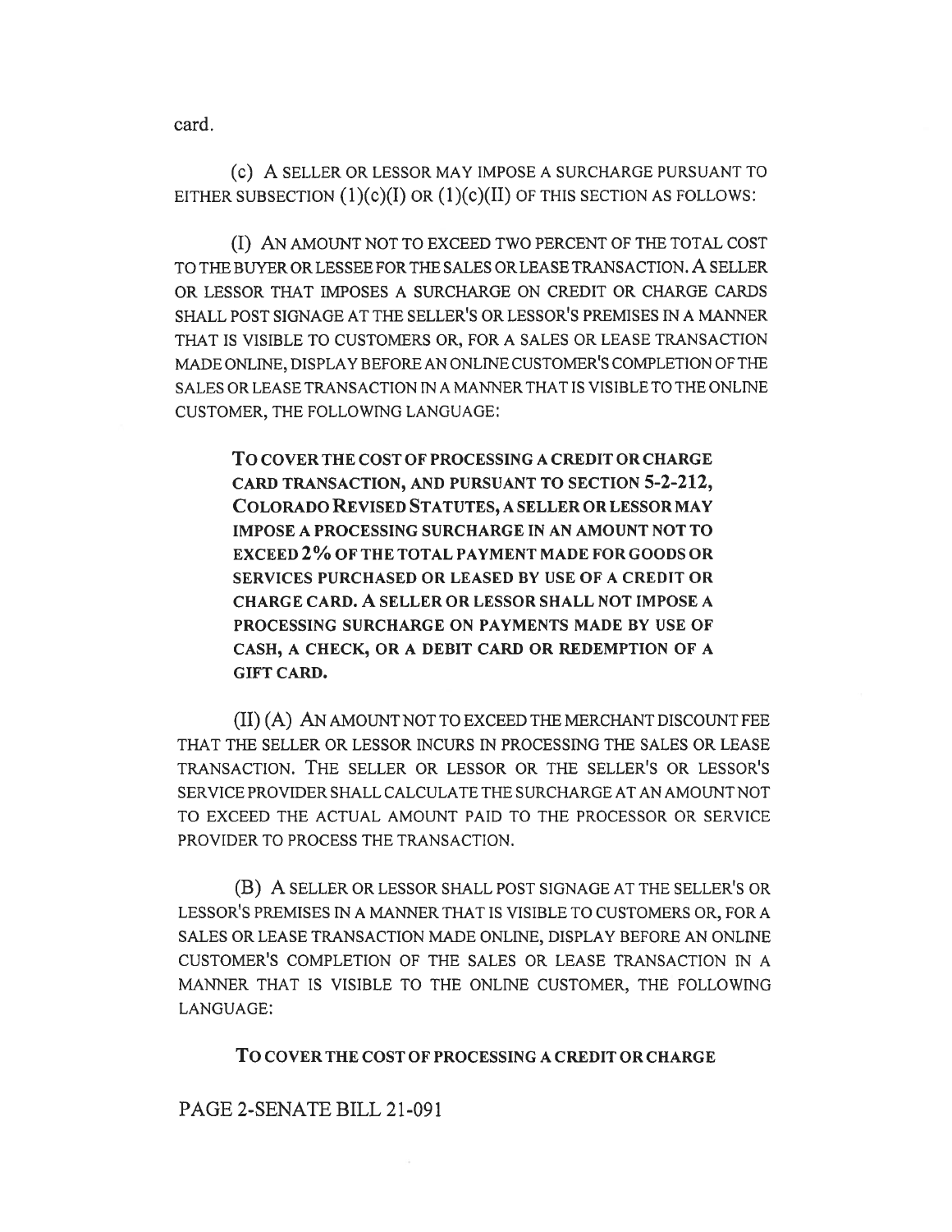card.

(c) A SELLER OR LESSOR MAY IMPOSE A SURCHARGE PURSUANT TO EITHER SUBSECTION (1)(c)(I) OR (1)(c)(II) OF THIS SECTION AS FOLLOWS:

(I) AN AMOUNT NOT TO EXCEED TWO PERCENT OF THE TOTAL COST TO THE BUYER OR LESSEE FOR THE SALES OR LEASE TRANSACTION. A SELLER OR LESSOR THAT IMPOSES A SURCHARGE ON CREDIT OR CHARGE CARDS SHALL POST SIGNAGE AT THE SELLER'S OR LESSOR'S PREMISES IN A MANNER THAT IS VISIBLE TO CUSTOMERS OR, FOR A SALES OR LEASE TRANSACTION MADE ONLINE, DISPLAY BEFORE AN ONLINE CUSTOMER'S COMPLETION OF THE SALES OR LEASE TRANSACTION IN A MANNER THAT IS VISIBLE TO THE ONLINE CUSTOMER, THE FOLLOWING LANGUAGE:

> **TO COVER THE COST OF PROCESSING A CREDIT OR CHARGE CARD TRANSACTION, AND PURSUANT TO SECTION 5-2-212, COLORADO REVISED STATUTES, A SELLER OR LESSOR MAY IMPOSE A PROCESSING SURCHARGE IN AN AMOUNT NOT TO EXCEED 2% OF THE TOTAL PAYMENT MADE FOR GOODS OR SERVICES PURCHASED OR LEASED BY USE OF A CREDIT OR CHARGE CARD. A SELLER OR LESSOR SHALL NOT IMPOSE A PROCESSING SURCHARGE ON PAYMENTS MADE BY USE OF CASH, A CHECK, OR A DEBIT CARD OR REDEMPTION OF A GIFT CARD.**

(II) (A) AN AMOUNT NOT TO EXCEED THE MERCHANT DISCOUNT FEE THAT THE SELLER OR LESSOR INCURS IN PROCESSING THE SALES OR LEASE TRANSACTION. THE SELLER OR LESSOR OR THE SELLER'S OR LESSOR'S SERVICE PROVIDER SHALL CALCULATE THE SURCHARGE AT AN AMOUNT NOT TO EXCEED THE ACTUAL AMOUNT PAID TO THE PROCESSOR OR SERVICE PROVIDER TO PROCESS THE TRANSACTION.

(B) A SELLER OR LESSOR SHALL POST SIGNAGE AT THE SELLER'S OR LESSOR'S PREMISES IN A MANNER THAT IS VISIBLE TO CUSTOMERS OR, FOR A SALES OR LEASE TRANSACTION MADE ONLINE, DISPLAY BEFORE AN ONLINE CUSTOMER'S COMPLETION OF THE SALES OR LEASE TRANSACTION IN A MANNER THAT IS VISIBLE TO THE ONLINE CUSTOMER, THE FOLLOWING LANGUAGE:

> **TO COVER THE COST OF PROCESSING A CREDIT OR CHARGE**

PAGE 2-SENATE BILL 21-091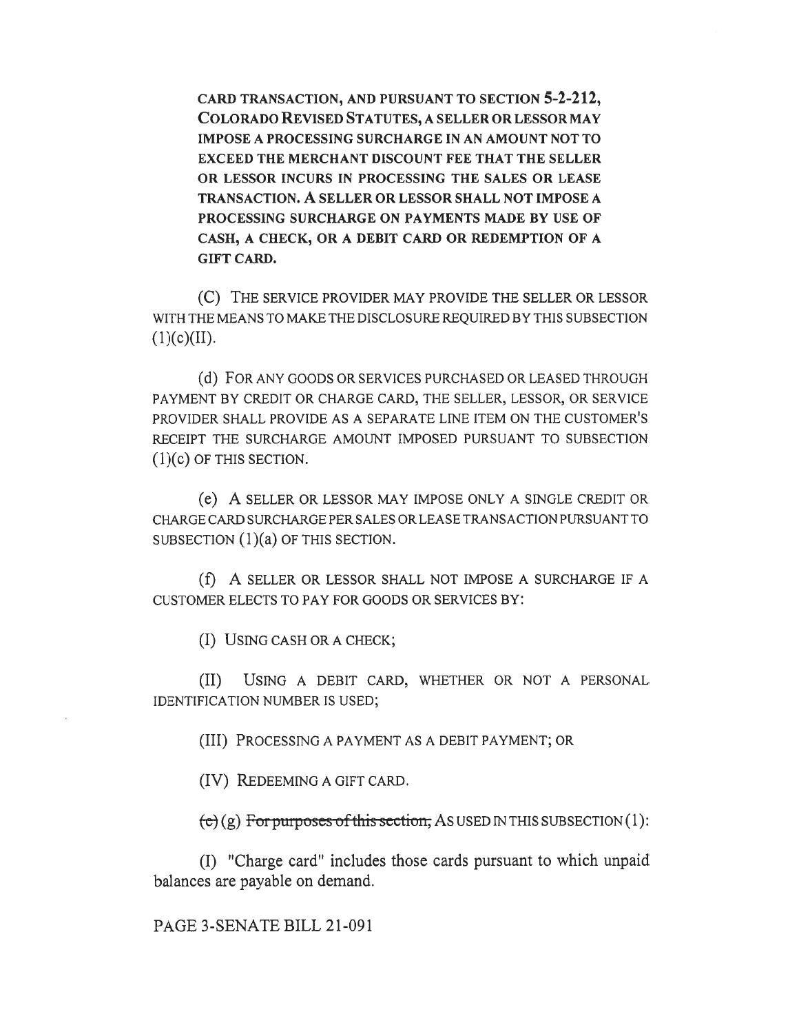**CARD TRANSACTION, AND PURSUANT TO SECTION 5-2-212, COLORADO REVISED STATUTES, A SELLER OR LESSOR MAY IMPOSE A PROCESSING SURCHARGE IN AN AMOUNT NOT TO EXCEED THE MERCHANT DISCOUNT FEE THAT THE SELLER OR LESSOR INCURS IN PROCESSING THE SALES OR LEASE TRANSACTION. A SELLER OR LESSOR SHALL NOT IMPOSE A PROCESSING SURCHARGE ON PAYMENTS MADE BY USE OF CASH, A CHECK, OR A DEBIT CARD OR REDEMPTION OF A GIFT CARD.**

(C) THE SERVICE PROVIDER MAY PROVIDE THE SELLER OR LESSOR WITH THE MEANS TO MAKE THE DISCLOSURE REQUIRED BY THIS SUBSECTION (1)(c)(II).

(d) FOR ANY GOODS OR SERVICES PURCHASED OR LEASED THROUGH PAYMENT BY CREDIT OR CHARGE CARD, THE SELLER, LESSOR, OR SERVICE PROVIDER SHALL PROVIDE AS A SEPARATE LINE ITEM ON THE CUSTOMER'S RECEIPT THE SURCHARGE AMOUNT IMPOSED PURSUANT TO SUBSECTION (1)(c) OF THIS SECTION.

(e) A SELLER OR LESSOR MAY IMPOSE ONLY A SINGLE CREDIT OR CHARGE CARD SURCHARGE PER SALES OR LEASE TRANSACTION PURSUANT TO SUBSECTION (1)(a) OF THIS SECTION.

(f) A SELLER OR LESSOR SHALL NOT IMPOSE A SURCHARGE IF A CUSTOMER ELECTS TO PAY FOR GOODS OR SERVICES BY:

(I) USING CASH OR A CHECK;

(II) USING A DEBIT CARD, WHETHER OR NOT A PERSONAL IDENTIFICATION NUMBER IS USED;

(III) PROCESSING A PAYMENT AS A DEBIT PAYMENT; OR

(IV) REDEEMING A GIFT CARD.

~~(c)~~ (g) ~~For purposes of this section,~~ AS USED IN THIS SUBSECTION (1):

(I) "Charge card" includes those cards pursuant to which unpaid balances are payable on demand.

PAGE 3-SENATE BILL 21-091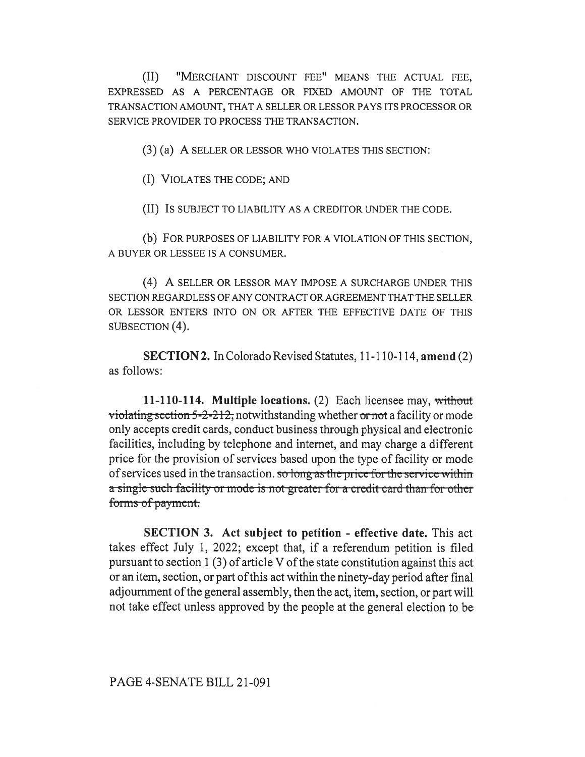(II) "MERCHANT DISCOUNT FEE" MEANS THE ACTUAL FEE, EXPRESSED AS A PERCENTAGE OR FIXED AMOUNT OF THE TOTAL TRANSACTION AMOUNT, THAT A SELLER OR LESSOR PAYS ITS PROCESSOR OR SERVICE PROVIDER TO PROCESS THE TRANSACTION.

(3) (a) A SELLER OR LESSOR WHO VIOLATES THIS SECTION:

(I) VIOLATES THE CODE; AND

(II) IS SUBJECT TO LIABILITY AS A CREDITOR UNDER THE CODE.

(b) FOR PURPOSES OF LIABILITY FOR A VIOLATION OF THIS SECTION, A BUYER OR LESSEE IS A CONSUMER.

(4) A SELLER OR LESSOR MAY IMPOSE A SURCHARGE UNDER THIS SECTION REGARDLESS OF ANY CONTRACT OR AGREEMENT THAT THE SELLER OR LESSOR ENTERS INTO ON OR AFTER THE EFFECTIVE DATE OF THIS SUBSECTION (4).

**SECTION 2.** In Colorado Revised Statutes, 11-110-114, **amend** (2) as follows:

**11-110-114. Multiple locations.** (2) Each licensee may, ~~without violating section 5-2-212,~~ notwithstanding whether ~~or not~~ a facility or mode only accepts credit cards, conduct business through physical and electronic facilities, including by telephone and internet, and may charge a different price for the provision of services based upon the type of facility or mode of services used in the transaction. ~~so long as the price for the service within a single such facility or mode is not greater for a credit card than for other forms of payment.~~

**SECTION 3. Act subject to petition - effective date.** This act takes effect July 1, 2022; except that, if a referendum petition is filed pursuant to section 1 (3) of article V of the state constitution against this act or an item, section, or part of this act within the ninety-day period after final adjournment of the general assembly, then the act, item, section, or part will not take effect unless approved by the people at the general election to be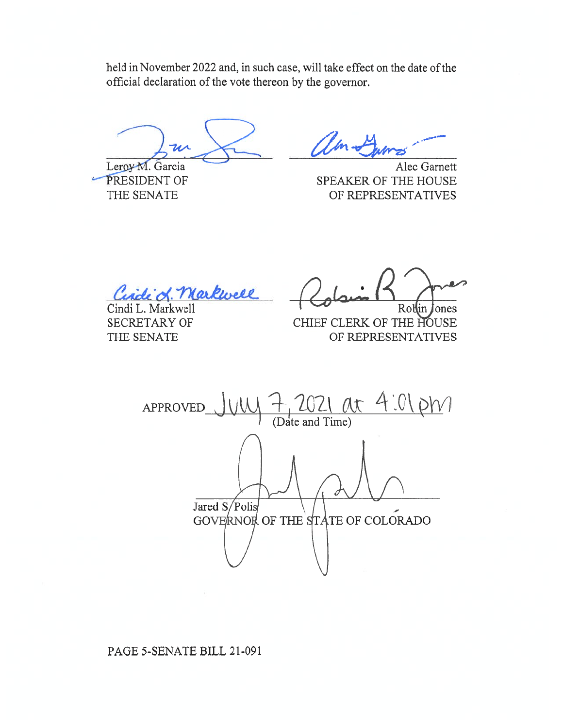held in November 2022 and, in such case, will take effect on the date of the official declaration of the vote thereon by the governor.

Leroy M. Garcia
PRESIDENT OF
THE SENATE

Alec Garnett
SPEAKER OF THE HOUSE
OF REPRESENTATIVES

Cindi L. Markwell
SECRETARY OF
THE SENATE

Robin Jones
CHIEF CLERK OF THE HOUSE
OF REPRESENTATIVES

APPROVED July 7, 2021 at 4:01 pm
(Date and Time)

Jared S. Polis
GOVERNOR OF THE STATE OF COLORADO

PAGE 5-SENATE BILL 21-091